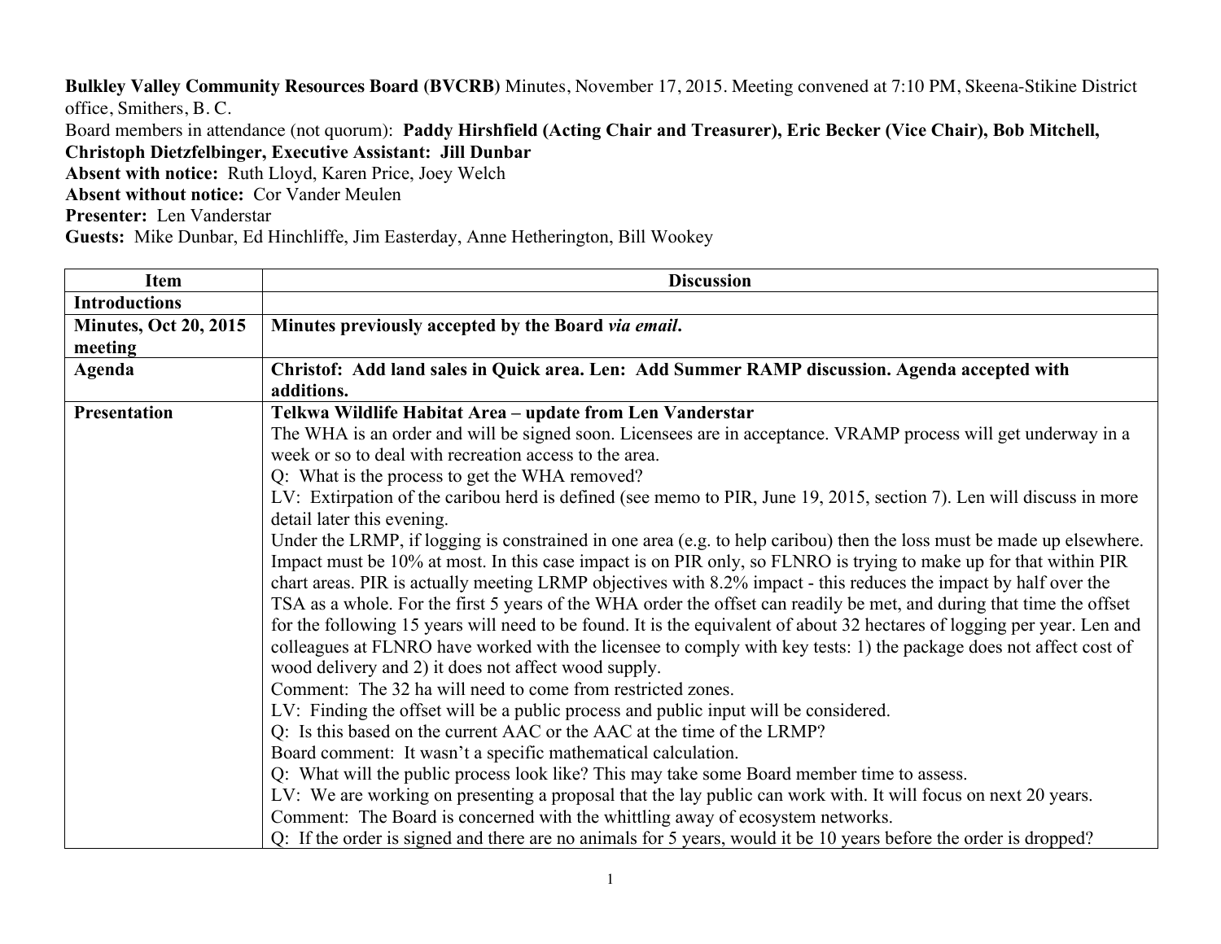**Bulkley Valley Community Resources Board (BVCRB)** Minutes, November 17, 2015. Meeting convened at 7:10 PM, Skeena-Stikine District office, Smithers, B. C.

Board members in attendance (not quorum): **Paddy Hirshfield (Acting Chair and Treasurer), Eric Becker (Vice Chair), Bob Mitchell, Christoph Dietzfelbinger, Executive Assistant: Jill Dunbar**

**Absent with notice:** Ruth Lloyd, Karen Price, Joey Welch

**Absent without notice:** Cor Vander Meulen

**Presenter:** Len Vanderstar

**Guests:** Mike Dunbar, Ed Hinchliffe, Jim Easterday, Anne Hetherington, Bill Wookey

| Item | Discussion |
|---|---|
| **Introductions** | |
| **Minutes, Oct 20, 2015 meeting** | **Minutes previously accepted by the Board *via email*.** |
| **Agenda** | **Christof: Add land sales in Quick area. Len: Add Summer RAMP discussion. Agenda accepted with additions.** |
| **Presentation** | **Telkwa Wildlife Habitat Area – update from Len Vanderstar**<br>The WHA is an order and will be signed soon. Licensees are in acceptance. VRAMP process will get underway in a week or so to deal with recreation access to the area.<br>Q: What is the process to get the WHA removed?<br>LV: Extirpation of the caribou herd is defined (see memo to PIR, June 19, 2015, section 7). Len will discuss in more detail later this evening.<br>Under the LRMP, if logging is constrained in one area (e.g. to help caribou) then the loss must be made up elsewhere. Impact must be 10% at most. In this case impact is on PIR only, so FLNRO is trying to make up for that within PIR chart areas. PIR is actually meeting LRMP objectives with 8.2% impact - this reduces the impact by half over the TSA as a whole. For the first 5 years of the WHA order the offset can readily be met, and during that time the offset for the following 15 years will need to be found. It is the equivalent of about 32 hectares of logging per year. Len and colleagues at FLNRO have worked with the licensee to comply with key tests: 1) the package does not affect cost of wood delivery and 2) it does not affect wood supply.<br>Comment: The 32 ha will need to come from restricted zones.<br>LV: Finding the offset will be a public process and public input will be considered.<br>Q: Is this based on the current AAC or the AAC at the time of the LRMP?<br>Board comment: It wasn't a specific mathematical calculation.<br>Q: What will the public process look like? This may take some Board member time to assess.<br>LV: We are working on presenting a proposal that the lay public can work with. It will focus on next 20 years.<br>Comment: The Board is concerned with the whittling away of ecosystem networks.<br>Q: If the order is signed and there are no animals for 5 years, would it be 10 years before the order is dropped? |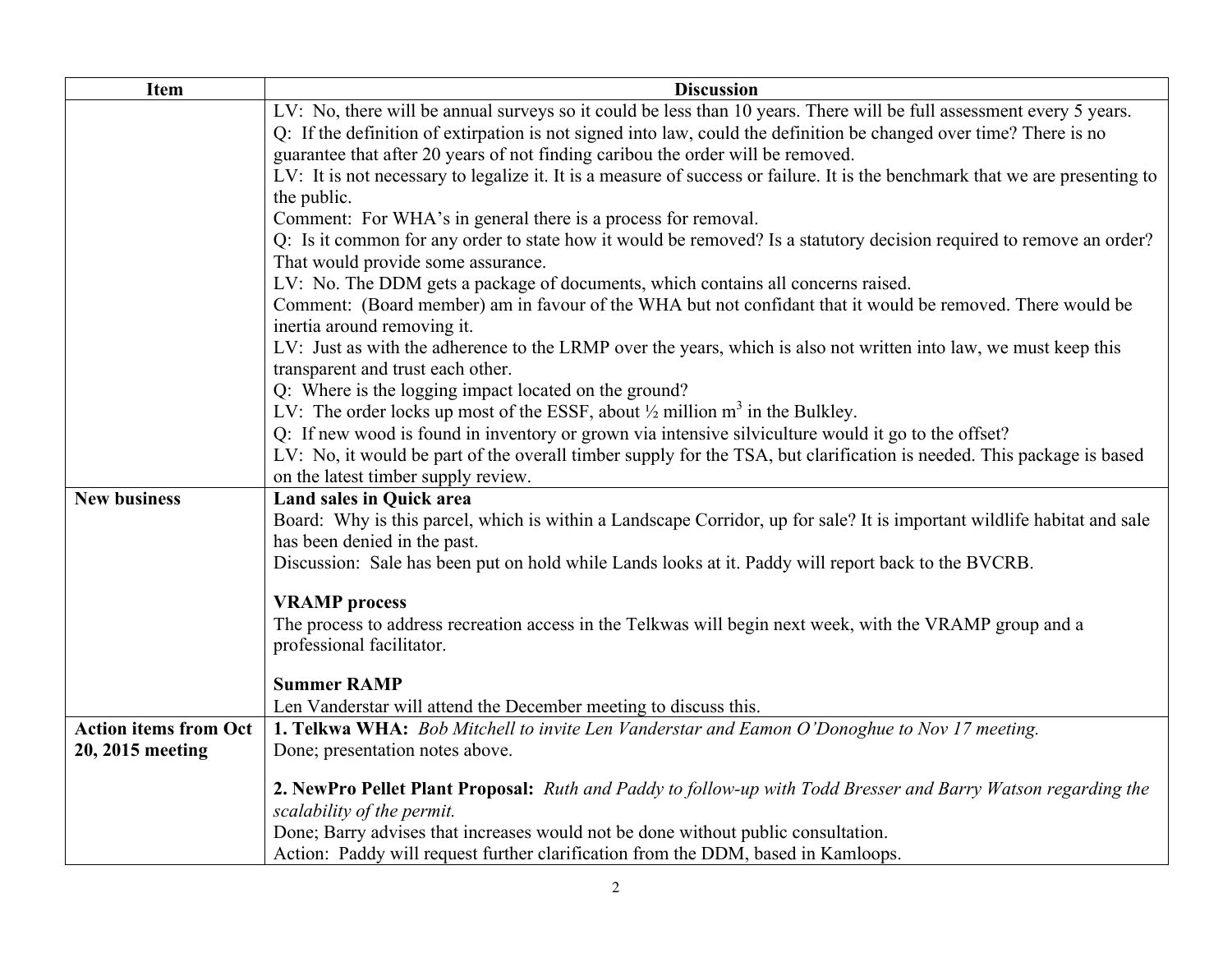| Item | Discussion |
| --- | --- |
| | LV: No, there will be annual surveys so it could be less than 10 years. There will be full assessment every 5 years.<br>Q: If the definition of extirpation is not signed into law, could the definition be changed over time? There is no guarantee that after 20 years of not finding caribou the order will be removed.<br>LV: It is not necessary to legalize it. It is a measure of success or failure. It is the benchmark that we are presenting to the public.<br>Comment: For WHA's in general there is a process for removal.<br>Q: Is it common for any order to state how it would be removed? Is a statutory decision required to remove an order? That would provide some assurance.<br>LV: No. The DDM gets a package of documents, which contains all concerns raised.<br>Comment: (Board member) am in favour of the WHA but not confidant that it would be removed. There would be inertia around removing it.<br>LV: Just as with the adherence to the LRMP over the years, which is also not written into law, we must keep this transparent and trust each other.<br>Q: Where is the logging impact located on the ground?<br>LV: The order locks up most of the ESSF, about ½ million $m^3$ in the Bulkley.<br>Q: If new wood is found in inventory or grown via intensive silviculture would it go to the offset?<br>LV: No, it would be part of the overall timber supply for the TSA, but clarification is needed. This package is based on the latest timber supply review. |
| **New business** | **Land sales in Quick area**<br>Board: Why is this parcel, which is within a Landscape Corridor, up for sale? It is important wildlife habitat and sale has been denied in the past.<br>Discussion: Sale has been put on hold while Lands looks at it. Paddy will report back to the BVCRB.<br><br>**VRAMP process**<br>The process to address recreation access in the Telkwas will begin next week, with the VRAMP group and a professional facilitator.<br><br>**Summer RAMP**<br>Len Vanderstar will attend the December meeting to discuss this. |
| **Action items from Oct 20, 2015 meeting** | **1. Telkwa WHA:** *Bob Mitchell to invite Len Vanderstar and Eamon O'Donoghue to Nov 17 meeting.*<br>Done; presentation notes above.<br><br>**2. NewPro Pellet Plant Proposal:** *Ruth and Paddy to follow-up with Todd Bresser and Barry Watson regarding the scalability of the permit.*<br>Done; Barry advises that increases would not be done without public consultation.<br>Action: Paddy will request further clarification from the DDM, based in Kamloops. |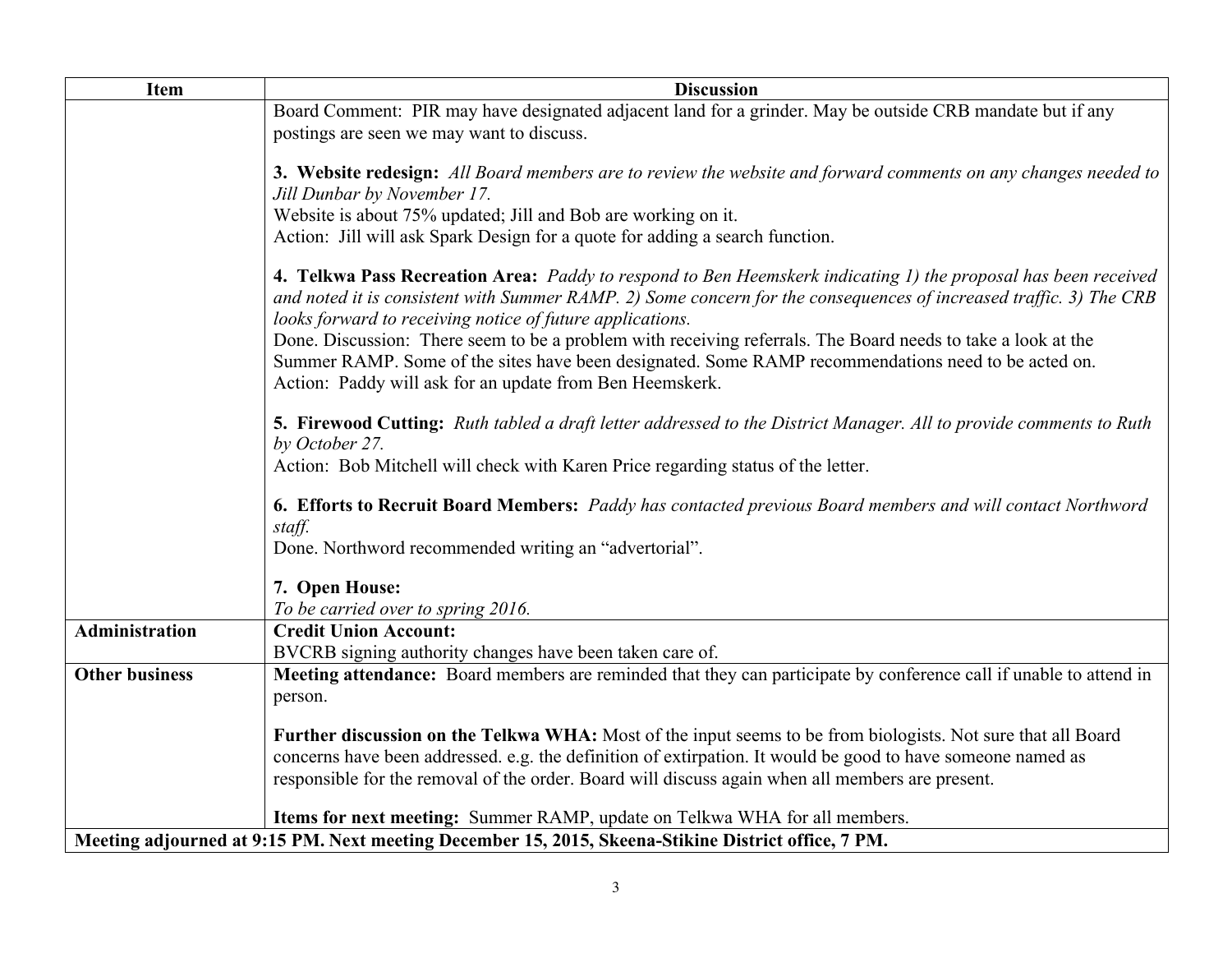| Item | Discussion |
|---|---|
| | Board Comment: PIR may have designated adjacent land for a grinder. May be outside CRB mandate but if any postings are seen we may want to discuss.<br><br>**3. Website redesign:** *All Board members are to review the website and forward comments on any changes needed to Jill Dunbar by November 17.*<br>Website is about 75% updated; Jill and Bob are working on it.<br>Action: Jill will ask Spark Design for a quote for adding a search function.<br><br>**4. Telkwa Pass Recreation Area:** *Paddy to respond to Ben Heemskerk indicating 1) the proposal has been received and noted it is consistent with Summer RAMP. 2) Some concern for the consequences of increased traffic. 3) The CRB looks forward to receiving notice of future applications.*<br>Done. Discussion: There seem to be a problem with receiving referrals. The Board needs to take a look at the Summer RAMP. Some of the sites have been designated. Some RAMP recommendations need to be acted on.<br>Action: Paddy will ask for an update from Ben Heemskerk.<br><br>**5. Firewood Cutting:** *Ruth tabled a draft letter addressed to the District Manager. All to provide comments to Ruth by October 27.*<br>Action: Bob Mitchell will check with Karen Price regarding status of the letter.<br><br>**6. Efforts to Recruit Board Members:** *Paddy has contacted previous Board members and will contact Northword staff.*<br>Done. Northword recommended writing an "advertorial".<br><br>**7. Open House:**<br>*To be carried over to spring 2016.* |
| **Administration** | **Credit Union Account:**<br>BVCRB signing authority changes have been taken care of. |
| **Other business** | **Meeting attendance:** Board members are reminded that they can participate by conference call if unable to attend in person.<br><br>**Further discussion on the Telkwa WHA:** Most of the input seems to be from biologists. Not sure that all Board concerns have been addressed. e.g. the definition of extirpation. It would be good to have someone named as responsible for the removal of the order. Board will discuss again when all members are present.<br><br>**Items for next meeting:** Summer RAMP, update on Telkwa WHA for all members. |
| **Meeting adjourned at 9:15 PM. Next meeting December 15, 2015, Skeena-Stikine District office, 7 PM.** | |